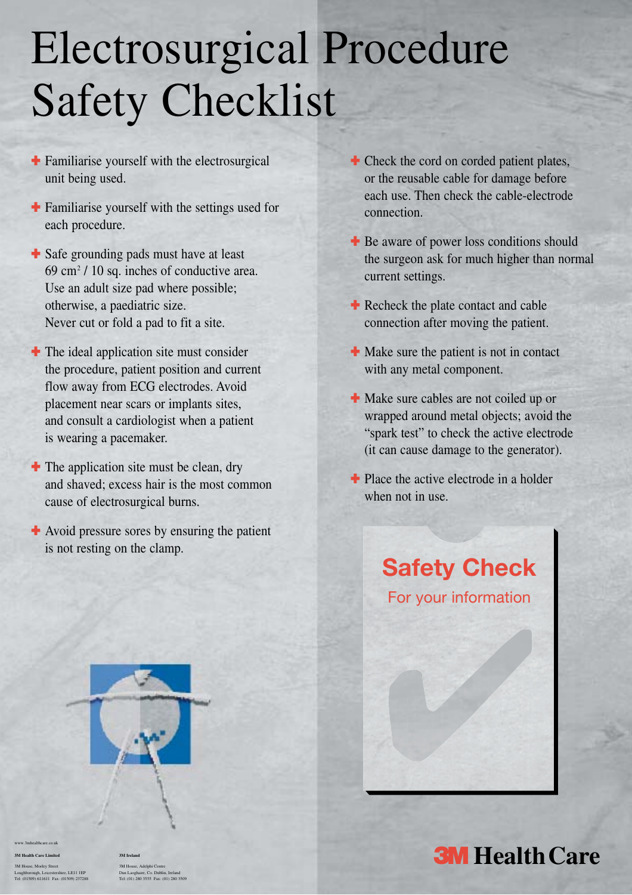# Electrosurgical Procedure Safety Checklist

- Familiarise yourself with the electrosurgical unit being used.
- Familiarise yourself with the settings used for each procedure.
- Safe grounding pads must have at least 69 $cm^2$ / 10 sq. inches of conductive area. Use an adult size pad where possible; otherwise, a paediatric size. Never cut or fold a pad to fit a site.
- The ideal application site must consider the procedure, patient position and current flow away from ECG electrodes. Avoid placement near scars or implants sites, and consult a cardiologist when a patient is wearing a pacemaker.
- The application site must be clean, dry and shaved; excess hair is the most common cause of electrosurgical burns.
- Avoid pressure sores by ensuring the patient is not resting on the clamp.
- Check the cord on corded patient plates, or the reusable cable for damage before each use. Then check the cable-electrode connection.
- Be aware of power loss conditions should the surgeon ask for much higher than normal current settings.
- Recheck the plate contact and cable connection after moving the patient.
- Make sure the patient is not in contact with any metal component.
- Make sure cables are not coiled up or wrapped around metal objects; avoid the "spark test" to check the active electrode (it can cause damage to the generator).
- Place the active electrode in a holder when not in use.

**Safety Check**

For your information

www.3mhealthcare.co.uk

**3M Health Care Limited**

3M House, Morley Street
Loughborough, Leicestershire, LE11 1EP
Tel: (01509) 611611 Fax: (01509) 237288

**3M Ireland**

3M House, Adelphi Centre
Dun Laoghaire, Co. Dublin, Ireland
Tel: (01) 280 3555 Fax: (01) 280 3509

**3M Health Care**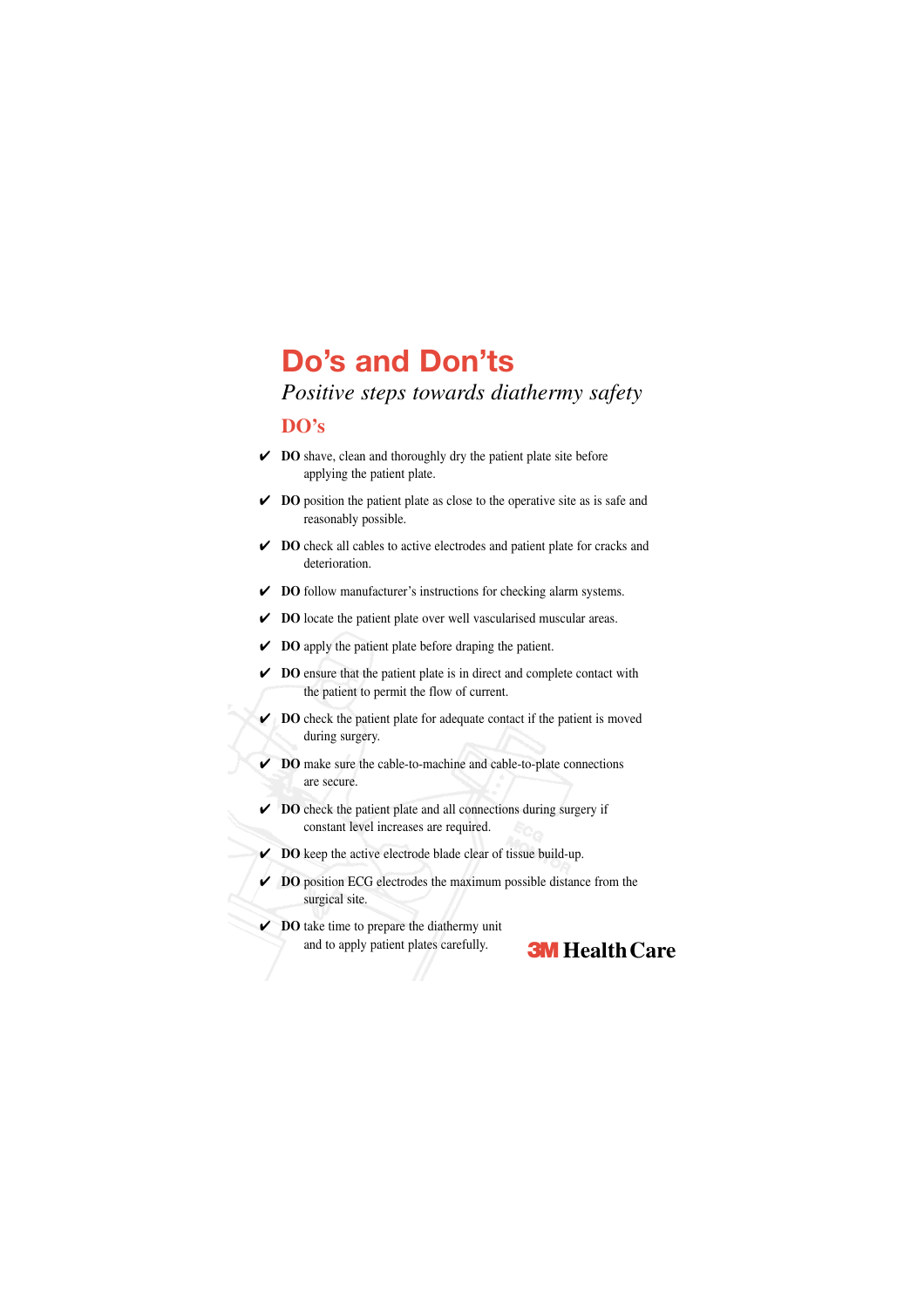# Do's and Don'ts

*Positive steps towards diathermy safety*

## DO's

- ✔ **DO** shave, clean and thoroughly dry the patient plate site before applying the patient plate.
- ✔ **DO** position the patient plate as close to the operative site as is safe and reasonably possible.
- ✔ **DO** check all cables to active electrodes and patient plate for cracks and deterioration.
- ✔ **DO** follow manufacturer's instructions for checking alarm systems.
- ✔ **DO** locate the patient plate over well vascularised muscular areas.
- ✔ **DO** apply the patient plate before draping the patient.
- ✔ **DO** ensure that the patient plate is in direct and complete contact with the patient to permit the flow of current.
- ✔ **DO** check the patient plate for adequate contact if the patient is moved during surgery.
- ✔ **DO** make sure the cable-to-machine and cable-to-plate connections are secure.
- ✔ **DO** check the patient plate and all connections during surgery if constant level increases are required.
- ✔ **DO** keep the active electrode blade clear of tissue build-up.
- ✔ **DO** position ECG electrodes the maximum possible distance from the surgical site.
- ✔ **DO** take time to prepare the diathermy unit and to apply patient plates carefully.

**3M Health Care**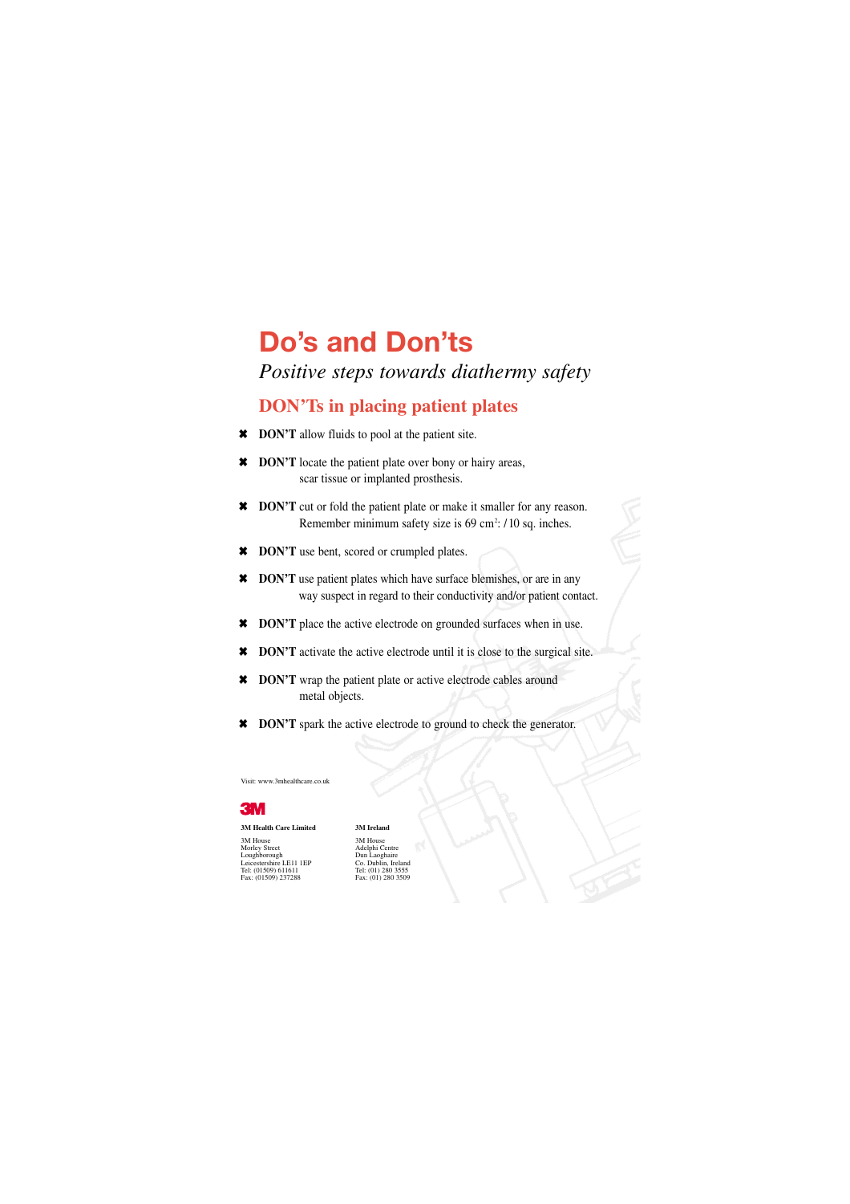# Do's and Don'ts

*Positive steps towards diathermy safety*

## DON'Ts in placing patient plates

- ✖ **DON'T** allow fluids to pool at the patient site.
- ✖ **DON'T** locate the patient plate over bony or hairy areas, scar tissue or implanted prosthesis.
- ✖ **DON'T** cut or fold the patient plate or make it smaller for any reason. Remember minimum safety size is 69 $cm^2$: / 10 sq. inches.
- ✖ **DON'T** use bent, scored or crumpled plates.
- ✖ **DON'T** use patient plates which have surface blemishes, or are in any way suspect in regard to their conductivity and/or patient contact.
- ✖ **DON'T** place the active electrode on grounded surfaces when in use.
- ✖ **DON'T** activate the active electrode until it is close to the surgical site.
- ✖ **DON'T** wrap the patient plate or active electrode cables around metal objects.
- ✖ **DON'T** spark the active electrode to ground to check the generator.

Visit: www.3mhealthcare.co.uk

3M

**3M Health Care Limited**

3M House
Morley Street
Loughborough
Leicestershire LE11 1EP
Tel: (01509) 611611
Fax: (01509) 237288

**3M Ireland**

3M House
Adelphi Centre
Dun Laoghaire
Co. Dublin, Ireland
Tel: (01) 280 3555
Fax: (01) 280 3509